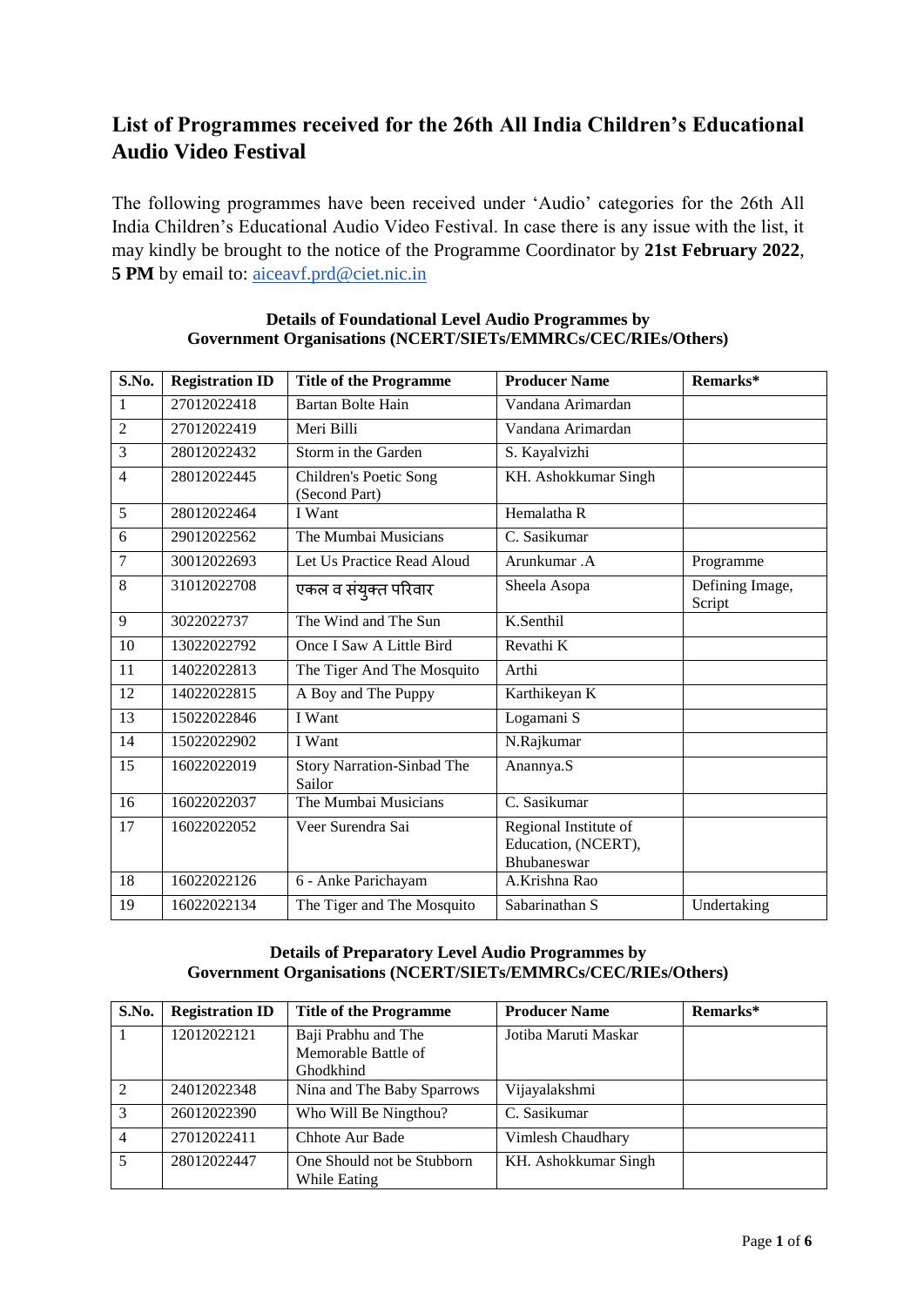# List of Programmes received for the 26th All India Children's Educational Audio Video Festival

The following programmes have been received under 'Audio' categories for the 26th All India Children's Educational Audio Video Festival. In case there is any issue with the list, it may kindly be brought to the notice of the Programme Coordinator by **21st February 2022**, **5 PM** by email to: aiceavf.prd@ciet.nic.in

**Details of Foundational Level Audio Programmes by Government Organisations (NCERT/SIETs/EMMRCs/CEC/RIEs/Others)**

| S.No. | Registration ID | Title of the Programme | Producer Name | Remarks* |
|---|---|---|---|---|
| 1 | 27012022418 | Bartan Bolte Hain | Vandana Arimardan | |
| 2 | 27012022419 | Meri Billi | Vandana Arimardan | |
| 3 | 28012022432 | Storm in the Garden | S. Kayalvizhi | |
| 4 | 28012022445 | Children's Poetic Song (Second Part) | KH. Ashokkumar Singh | |
| 5 | 28012022464 | I Want | Hemalatha R | |
| 6 | 29012022562 | The Mumbai Musicians | C. Sasikumar | |
| 7 | 30012022693 | Let Us Practice Read Aloud | Arunkumar .A | Programme |
| 8 | 31012022708 | एकल व संयुक्त परिवार | Sheela Asopa | Defining Image, Script |
| 9 | 3022022737 | The Wind and The Sun | K.Senthil | |
| 10 | 13022022792 | Once I Saw A Little Bird | Revathi K | |
| 11 | 14022022813 | The Tiger And The Mosquito | Arthi | |
| 12 | 14022022815 | A Boy and The Puppy | Karthikeyan K | |
| 13 | 15022022846 | I Want | Logamani S | |
| 14 | 15022022902 | I Want | N.Rajkumar | |
| 15 | 16022022019 | Story Narration-Sinbad The Sailor | Anannya.S | |
| 16 | 16022022037 | The Mumbai Musicians | C. Sasikumar | |
| 17 | 16022022052 | Veer Surendra Sai | Regional Institute of Education, (NCERT), Bhubaneswar | |
| 18 | 16022022126 | 6 - Anke Parichayam | A.Krishna Rao | |
| 19 | 16022022134 | The Tiger and The Mosquito | Sabarinathan S | Undertaking |

**Details of Preparatory Level Audio Programmes by Government Organisations (NCERT/SIETs/EMMRCs/CEC/RIEs/Others)**

| S.No. | Registration ID | Title of the Programme | Producer Name | Remarks* |
|---|---|---|---|---|
| 1 | 12012022121 | Baji Prabhu and The Memorable Battle of Ghodkhind | Jotiba Maruti Maskar | |
| 2 | 24012022348 | Nina and The Baby Sparrows | Vijayalakshmi | |
| 3 | 26012022390 | Who Will Be Ningthou? | C. Sasikumar | |
| 4 | 27012022411 | Chhote Aur Bade | Vimlesh Chaudhary | |
| 5 | 28012022447 | One Should not be Stubborn While Eating | KH. Ashokkumar Singh | |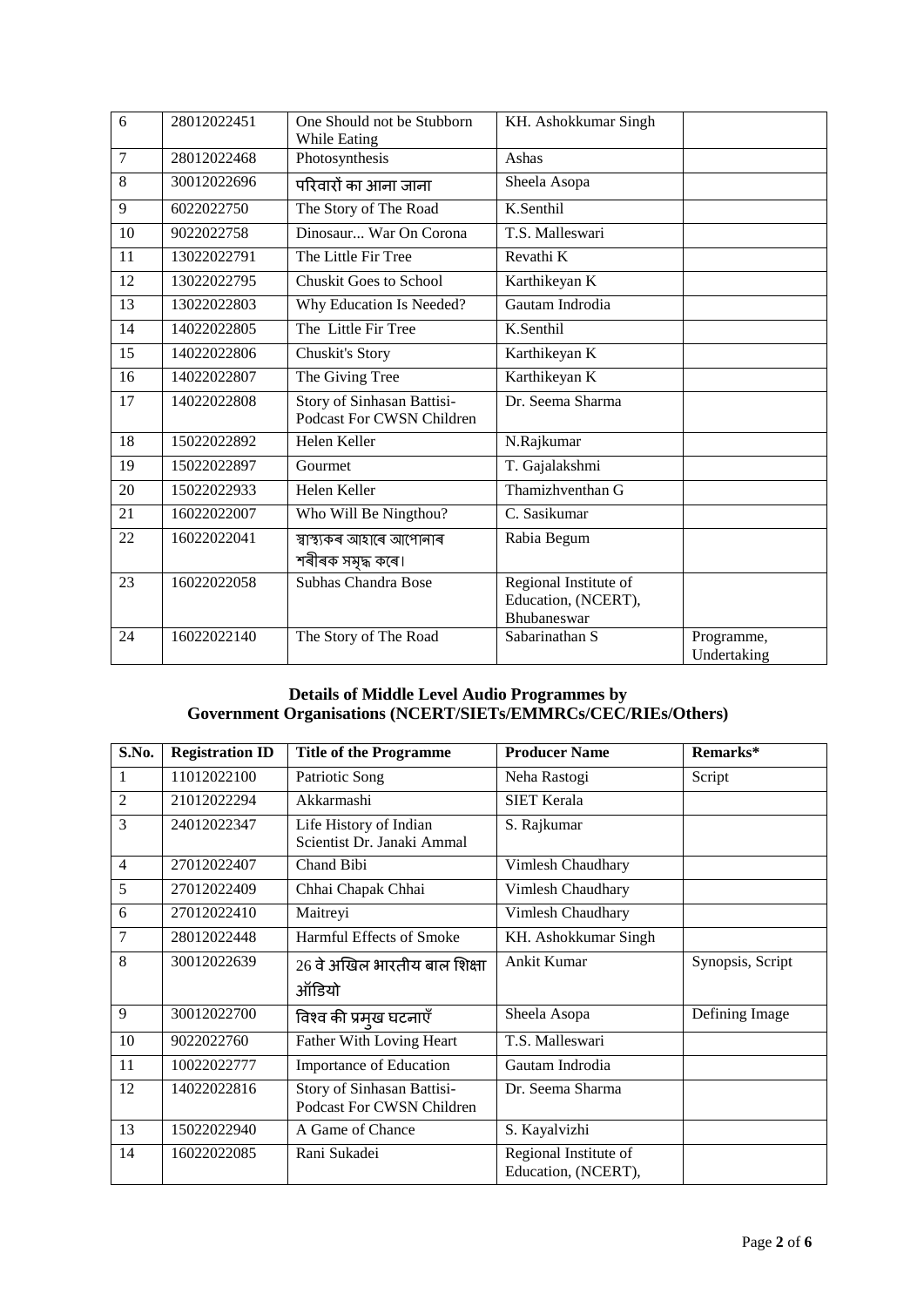| 6 | 28012022451 | One Should not be Stubborn While Eating | KH. Ashokkumar Singh | |
|---|---|---|---|---|
| 7 | 28012022468 | Photosynthesis | Ashas | |
| 8 | 30012022696 | परिवारों का आना जाना | Sheela Asopa | |
| 9 | 6022022750 | The Story of The Road | K.Senthil | |
| 10 | 9022022758 | Dinosaur... War On Corona | T.S. Malleswari | |
| 11 | 13022022791 | The Little Fir Tree | Revathi K | |
| 12 | 13022022795 | Chuskit Goes to School | Karthikeyan K | |
| 13 | 13022022803 | Why Education Is Needed? | Gautam Indrodia | |
| 14 | 14022022805 | The Little Fir Tree | K.Senthil | |
| 15 | 14022022806 | Chuskit's Story | Karthikeyan K | |
| 16 | 14022022807 | The Giving Tree | Karthikeyan K | |
| 17 | 14022022808 | Story of Sinhasan Battisi-Podcast For CWSN Children | Dr. Seema Sharma | |
| 18 | 15022022892 | Helen Keller | N.Rajkumar | |
| 19 | 15022022897 | Gourmet | T. Gajalakshmi | |
| 20 | 15022022933 | Helen Keller | Thamizhventhan G | |
| 21 | 16022022007 | Who Will Be Ningthou? | C. Sasikumar | |
| 22 | 16022022041 | স্বাস্থ্যকৰ আহাৰে আপোনাৰ শৰীৰক সমৃদ্ধ কৰে। | Rabia Begum | |
| 23 | 16022022058 | Subhas Chandra Bose | Regional Institute of Education, (NCERT), Bhubaneswar | |
| 24 | 16022022140 | The Story of The Road | Sabarinathan S | Programme, Undertaking |

**Details of Middle Level Audio Programmes by Government Organisations (NCERT/SIETs/EMMRCs/CEC/RIEs/Others)**

| S.No. | Registration ID | Title of the Programme | Producer Name | Remarks* |
|---|---|---|---|---|
| 1 | 11012022100 | Patriotic Song | Neha Rastogi | Script |
| 2 | 21012022294 | Akkarmashi | SIET Kerala | |
| 3 | 24012022347 | Life History of Indian Scientist Dr. Janaki Ammal | S. Rajkumar | |
| 4 | 27012022407 | Chand Bibi | Vimlesh Chaudhary | |
| 5 | 27012022409 | Chhai Chapak Chhai | Vimlesh Chaudhary | |
| 6 | 27012022410 | Maitreyi | Vimlesh Chaudhary | |
| 7 | 28012022448 | Harmful Effects of Smoke | KH. Ashokkumar Singh | |
| 8 | 30012022639 | 26 वे अखिल भारतीय बाल शिक्षा ऑडियो | Ankit Kumar | Synopsis, Script |
| 9 | 30012022700 | विश्व की प्रमुख घटनाएँ | Sheela Asopa | Defining Image |
| 10 | 9022022760 | Father With Loving Heart | T.S. Malleswari | |
| 11 | 10022022777 | Importance of Education | Gautam Indrodia | |
| 12 | 14022022816 | Story of Sinhasan Battisi-Podcast For CWSN Children | Dr. Seema Sharma | |
| 13 | 15022022940 | A Game of Chance | S. Kayalvizhi | |
| 14 | 16022022085 | Rani Sukadei | Regional Institute of Education, (NCERT), | |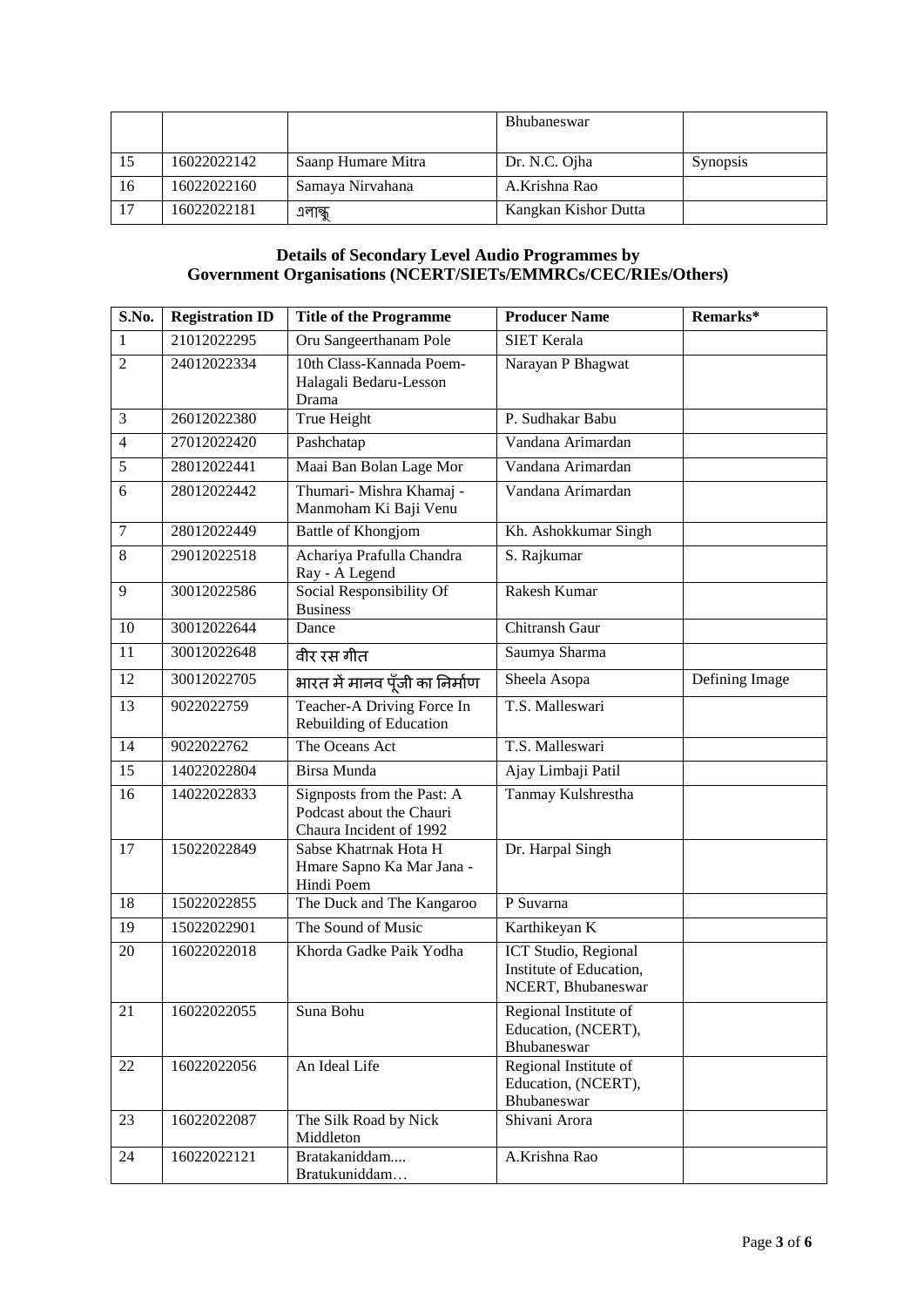| | | | Bhubaneswar | |
|---|---|---|---|---|
| 15 | 16022022142 | Saanp Humare Mitra | Dr. N.C. Ojha | Synopsis |
| 16 | 16022022160 | Samaya Nirvahana | A.Krishna Rao | |
| 17 | 16022022181 | এলান্ধু | Kangkan Kishor Dutta | |

## Details of Secondary Level Audio Programmes by Government Organisations (NCERT/SIETs/EMMRCs/CEC/RIEs/Others)

| S.No. | Registration ID | Title of the Programme | Producer Name | Remarks* |
|---|---|---|---|---|
| 1 | 21012022295 | Oru Sangeerthanam Pole | SIET Kerala | |
| 2 | 24012022334 | 10th Class-Kannada Poem-Halagali Bedaru-Lesson Drama | Narayan P Bhagwat | |
| 3 | 26012022380 | True Height | P. Sudhakar Babu | |
| 4 | 27012022420 | Pashchatap | Vandana Arimardan | |
| 5 | 28012022441 | Maai Ban Bolan Lage Mor | Vandana Arimardan | |
| 6 | 28012022442 | Thumari- Mishra Khamaj - Manmoham Ki Baji Venu | Vandana Arimardan | |
| 7 | 28012022449 | Battle of Khongjom | Kh. Ashokkumar Singh | |
| 8 | 29012022518 | Achariya Prafulla Chandra Ray - A Legend | S. Rajkumar | |
| 9 | 30012022586 | Social Responsibility Of Business | Rakesh Kumar | |
| 10 | 30012022644 | Dance | Chitransh Gaur | |
| 11 | 30012022648 | वीर रस गीत | Saumya Sharma | |
| 12 | 30012022705 | भारत में मानव पूँजी का निर्माण | Sheela Asopa | Defining Image |
| 13 | 9022022759 | Teacher-A Driving Force In Rebuilding of Education | T.S. Malleswari | |
| 14 | 9022022762 | The Oceans Act | T.S. Malleswari | |
| 15 | 14022022804 | Birsa Munda | Ajay Limbaji Patil | |
| 16 | 14022022833 | Signposts from the Past: A Podcast about the Chauri Chaura Incident of 1992 | Tanmay Kulshrestha | |
| 17 | 15022022849 | Sabse Khatrnak Hota H Hmare Sapno Ka Mar Jana - Hindi Poem | Dr. Harpal Singh | |
| 18 | 15022022855 | The Duck and The Kangaroo | P Suvarna | |
| 19 | 15022022901 | The Sound of Music | Karthikeyan K | |
| 20 | 16022022018 | Khorda Gadke Paik Yodha | ICT Studio, Regional Institute of Education, NCERT, Bhubaneswar | |
| 21 | 16022022055 | Suna Bohu | Regional Institute of Education, (NCERT), Bhubaneswar | |
| 22 | 16022022056 | An Ideal Life | Regional Institute of Education, (NCERT), Bhubaneswar | |
| 23 | 16022022087 | The Silk Road by Nick Middleton | Shivani Arora | |
| 24 | 16022022121 | Bratakaniddam.... Bratukuniddam… | A.Krishna Rao | |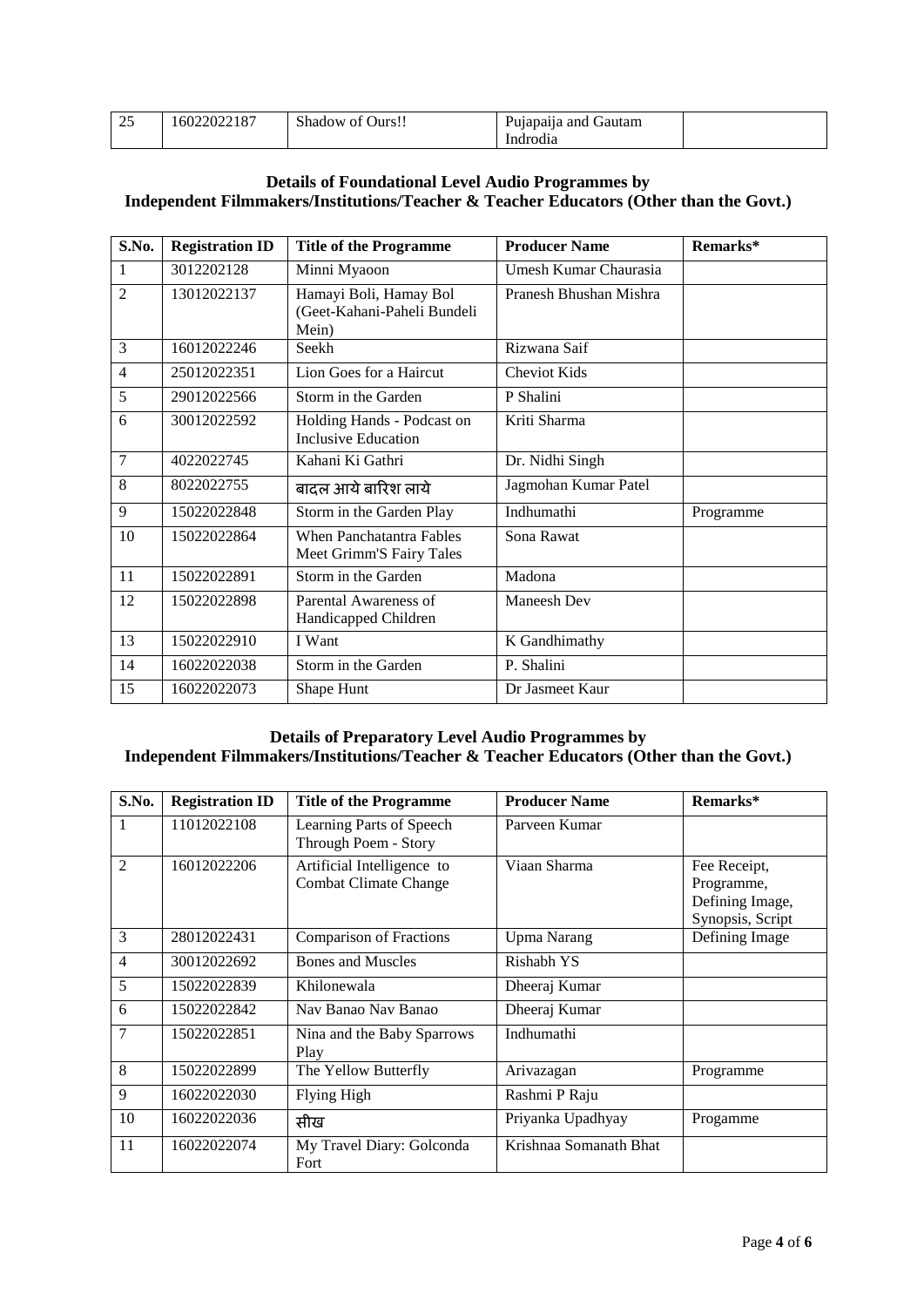| 25 | 16022022187 | Shadow of Ours!! | Pujapaija and Gautam Indrodia | |
|---|---|---|---|---|

**Details of Foundational Level Audio Programmes by Independent Filmmakers/Institutions/Teacher & Teacher Educators (Other than the Govt.)**

| S.No. | Registration ID | Title of the Programme | Producer Name | Remarks* |
|---|---|---|---|---|
| 1 | 3012202128 | Minni Myaoon | Umesh Kumar Chaurasia | |
| 2 | 13012022137 | Hamayi Boli, Hamay Bol (Geet-Kahani-Paheli Bundeli Mein) | Pranesh Bhushan Mishra | |
| 3 | 16012022246 | Seekh | Rizwana Saif | |
| 4 | 25012022351 | Lion Goes for a Haircut | Cheviot Kids | |
| 5 | 29012022566 | Storm in the Garden | P Shalini | |
| 6 | 30012022592 | Holding Hands - Podcast on Inclusive Education | Kriti Sharma | |
| 7 | 4022022745 | Kahani Ki Gathri | Dr. Nidhi Singh | |
| 8 | 8022022755 | बादल आये बारिश लाये | Jagmohan Kumar Patel | |
| 9 | 15022022848 | Storm in the Garden Play | Indhumathi | Programme |
| 10 | 15022022864 | When Panchatantra Fables Meet Grimm'S Fairy Tales | Sona Rawat | |
| 11 | 15022022891 | Storm in the Garden | Madona | |
| 12 | 15022022898 | Parental Awareness of Handicapped Children | Maneesh Dev | |
| 13 | 15022022910 | I Want | K Gandhimathy | |
| 14 | 16022022038 | Storm in the Garden | P. Shalini | |
| 15 | 16022022073 | Shape Hunt | Dr Jasmeet Kaur | |

**Details of Preparatory Level Audio Programmes by Independent Filmmakers/Institutions/Teacher & Teacher Educators (Other than the Govt.)**

| S.No. | Registration ID | Title of the Programme | Producer Name | Remarks* |
|---|---|---|---|---|
| 1 | 11012022108 | Learning Parts of Speech Through Poem - Story | Parveen Kumar | |
| 2 | 16012022206 | Artificial Intelligence to Combat Climate Change | Viaan Sharma | Fee Receipt, Programme, Defining Image, Synopsis, Script |
| 3 | 28012022431 | Comparison of Fractions | Upma Narang | Defining Image |
| 4 | 30012022692 | Bones and Muscles | Rishabh YS | |
| 5 | 15022022839 | Khilonewala | Dheeraj Kumar | |
| 6 | 15022022842 | Nav Banao Nav Banao | Dheeraj Kumar | |
| 7 | 15022022851 | Nina and the Baby Sparrows Play | Indhumathi | |
| 8 | 15022022899 | The Yellow Butterfly | Arivazagan | Programme |
| 9 | 16022022030 | Flying High | Rashmi P Raju | |
| 10 | 16022022036 | सीख | Priyanka Upadhyay | Progamme |
| 11 | 16022022074 | My Travel Diary: Golconda Fort | Krishnaa Somanath Bhat | |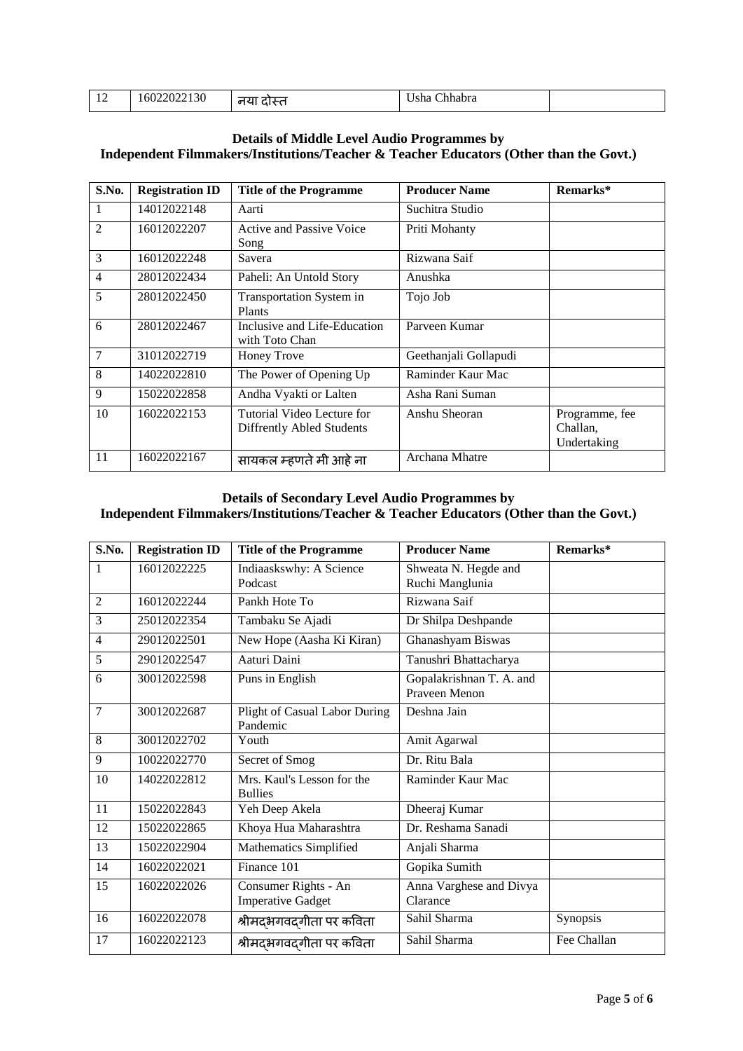| 12 | 16022022130 | नया दोस्त | Usha Chhabra | |
|---|---|---|---|---|

## Details of Middle Level Audio Programmes by Independent Filmmakers/Institutions/Teacher & Teacher Educators (Other than the Govt.)

| S.No. | Registration ID | Title of the Programme | Producer Name | Remarks* |
|---|---|---|---|---|
| 1 | 14012022148 | Aarti | Suchitra Studio | |
| 2 | 16012022207 | Active and Passive Voice Song | Priti Mohanty | |
| 3 | 16012022248 | Savera | Rizwana Saif | |
| 4 | 28012022434 | Paheli: An Untold Story | Anushka | |
| 5 | 28012022450 | Transportation System in Plants | Tojo Job | |
| 6 | 28012022467 | Inclusive and Life-Education with Toto Chan | Parveen Kumar | |
| 7 | 31012022719 | Honey Trove | Geethanjali Gollapudi | |
| 8 | 14022022810 | The Power of Opening Up | Raminder Kaur Mac | |
| 9 | 15022022858 | Andha Vyakti or Lalten | Asha Rani Suman | |
| 10 | 16022022153 | Tutorial Video Lecture for Diffrently Abled Students | Anshu Sheoran | Programme, fee Challan, Undertaking |
| 11 | 16022022167 | सायकल म्हणते मी आहे ना | Archana Mhatre | |

## Details of Secondary Level Audio Programmes by Independent Filmmakers/Institutions/Teacher & Teacher Educators (Other than the Govt.)

| S.No. | Registration ID | Title of the Programme | Producer Name | Remarks* |
|---|---|---|---|---|
| 1 | 16012022225 | Indiaaskswhy: A Science Podcast | Shweata N. Hegde and Ruchi Manglunia | |
| 2 | 16012022244 | Pankh Hote To | Rizwana Saif | |
| 3 | 25012022354 | Tambaku Se Ajadi | Dr Shilpa Deshpande | |
| 4 | 29012022501 | New Hope (Aasha Ki Kiran) | Ghanashyam Biswas | |
| 5 | 29012022547 | Aaturi Daini | Tanushri Bhattacharya | |
| 6 | 30012022598 | Puns in English | Gopalakrishnan T. A. and Praveen Menon | |
| 7 | 30012022687 | Plight of Casual Labor During Pandemic | Deshna Jain | |
| 8 | 30012022702 | Youth | Amit Agarwal | |
| 9 | 10022022770 | Secret of Smog | Dr. Ritu Bala | |
| 10 | 14022022812 | Mrs. Kaul's Lesson for the Bullies | Raminder Kaur Mac | |
| 11 | 15022022843 | Yeh Deep Akela | Dheeraj Kumar | |
| 12 | 15022022865 | Khoya Hua Maharashtra | Dr. Reshama Sanadi | |
| 13 | 15022022904 | Mathematics Simplified | Anjali Sharma | |
| 14 | 16022022021 | Finance 101 | Gopika Sumith | |
| 15 | 16022022026 | Consumer Rights - An Imperative Gadget | Anna Varghese and Divya Clarance | |
| 16 | 16022022078 | श्रीमद्भगवद्गीता पर कविता | Sahil Sharma | Synopsis |
| 17 | 16022022123 | श्रीमद्भगवद्गीता पर कविता | Sahil Sharma | Fee Challan |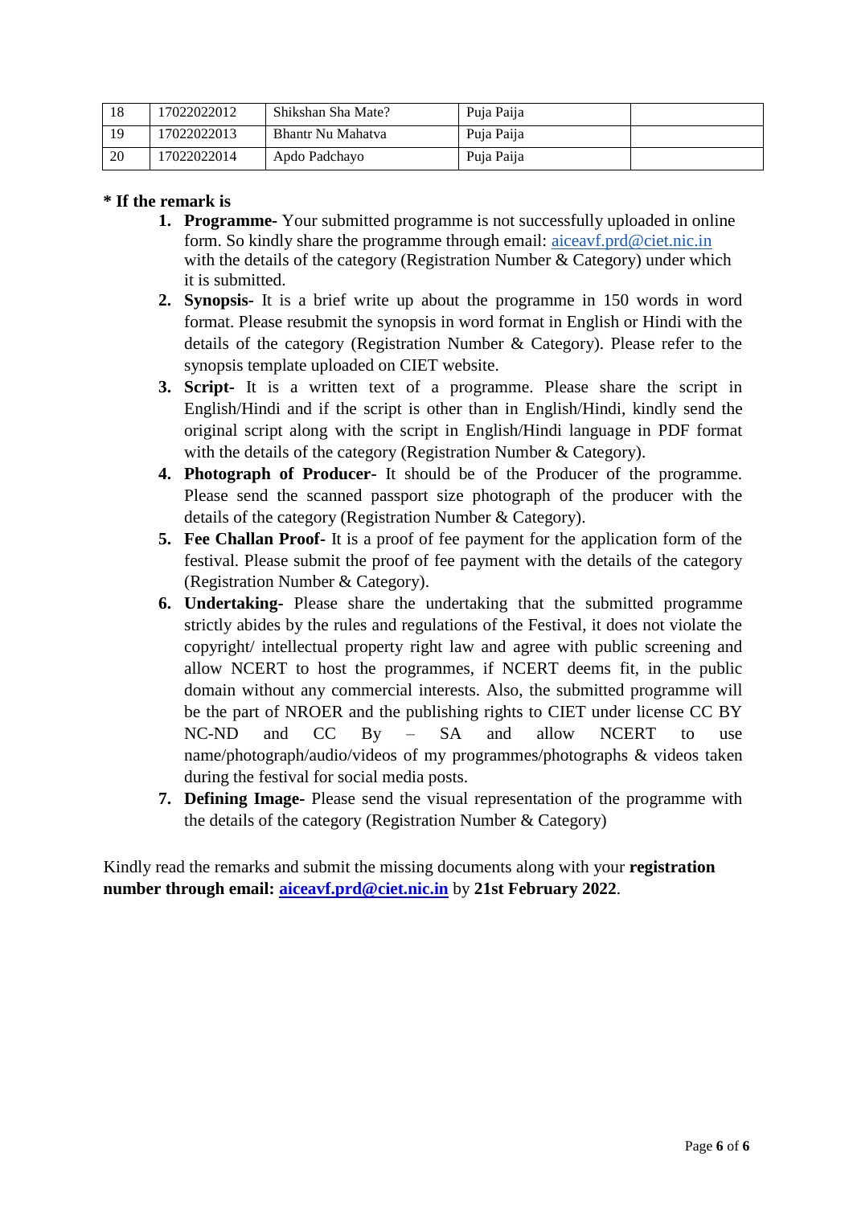| | | | | |
|---|---|---|---|---|
| 18 | 17022022012 | Shikshan Sha Mate? | Puja Paija | |
| 19 | 17022022013 | Bhantr Nu Mahatva | Puja Paija | |
| 20 | 17022022014 | Apdo Padchayo | Puja Paija | |

**\* If the remark is**

1. **Programme-** Your submitted programme is not successfully uploaded in online form. So kindly share the programme through email: aiceavf.prd@ciet.nic.in with the details of the category (Registration Number & Category) under which it is submitted.
2. **Synopsis-** It is a brief write up about the programme in 150 words in word format. Please resubmit the synopsis in word format in English or Hindi with the details of the category (Registration Number & Category). Please refer to the synopsis template uploaded on CIET website.
3. **Script-** It is a written text of a programme. Please share the script in English/Hindi and if the script is other than in English/Hindi, kindly send the original script along with the script in English/Hindi language in PDF format with the details of the category (Registration Number & Category).
4. **Photograph of Producer-** It should be of the Producer of the programme. Please send the scanned passport size photograph of the producer with the details of the category (Registration Number & Category).
5. **Fee Challan Proof-** It is a proof of fee payment for the application form of the festival. Please submit the proof of fee payment with the details of the category (Registration Number & Category).
6. **Undertaking-** Please share the undertaking that the submitted programme strictly abides by the rules and regulations of the Festival, it does not violate the copyright/ intellectual property right law and agree with public screening and allow NCERT to host the programmes, if NCERT deems fit, in the public domain without any commercial interests. Also, the submitted programme will be the part of NROER and the publishing rights to CIET under license CC BY NC-ND and CC By – SA and allow NCERT to use name/photograph/audio/videos of my programmes/photographs & videos taken during the festival for social media posts.
7. **Defining Image-** Please send the visual representation of the programme with the details of the category (Registration Number & Category)

Kindly read the remarks and submit the missing documents along with your **registration number through email: aiceavf.prd@ciet.nic.in** by **21st February 2022**.